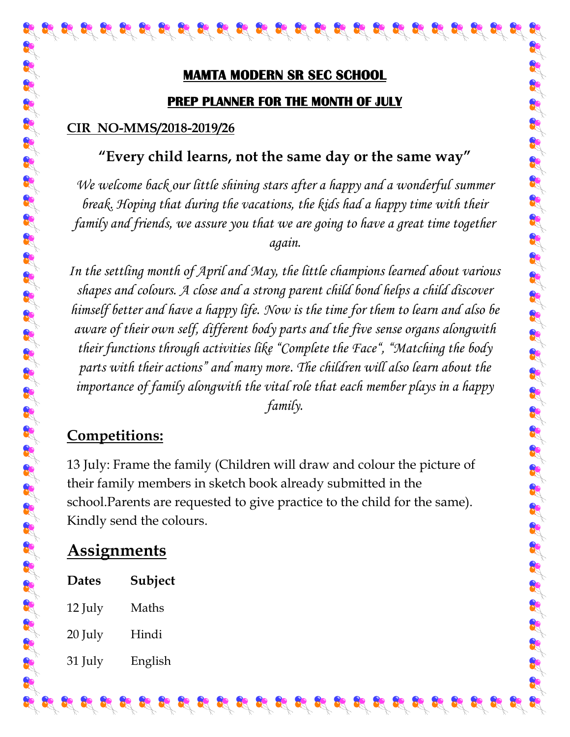# MAMTA MODERN SR SEC SCHOOL

## PREP PLANNER FOR THE MONTH OF JULY

**CIR NO-MMS/2018-2019/26**

**"Every child learns, not the same day or the same way"**

*We welcome back our little shining stars after a happy and a wonderful summer break. Hoping that during the vacations, the kids had a happy time with their family and friends, we assure you that we are going to have a great time together again.*

*In the settling month of April and May, the little champions learned about various shapes and colours. A close and a strong parent child bond helps a child discover himself better and have a happy life. Now is the time for them to learn and also be aware of their own self, different body parts and the five sense organs alongwith their functions through activities like "Complete the Face", "Matching the body parts with their actions" and many more. The children will also learn about the importance of family alongwith the vital role that each member plays in a happy family.*

## Competitions:

13 July: Frame the family (Children will draw and colour the picture of their family members in sketch book already submitted in the school.Parents are requested to give practice to the child for the same). Kindly send the colours.

## Assignments

| Dates | Subject |
|---|---|
| 12 July | Maths |
| 20 July | Hindi |
| 31 July | English |